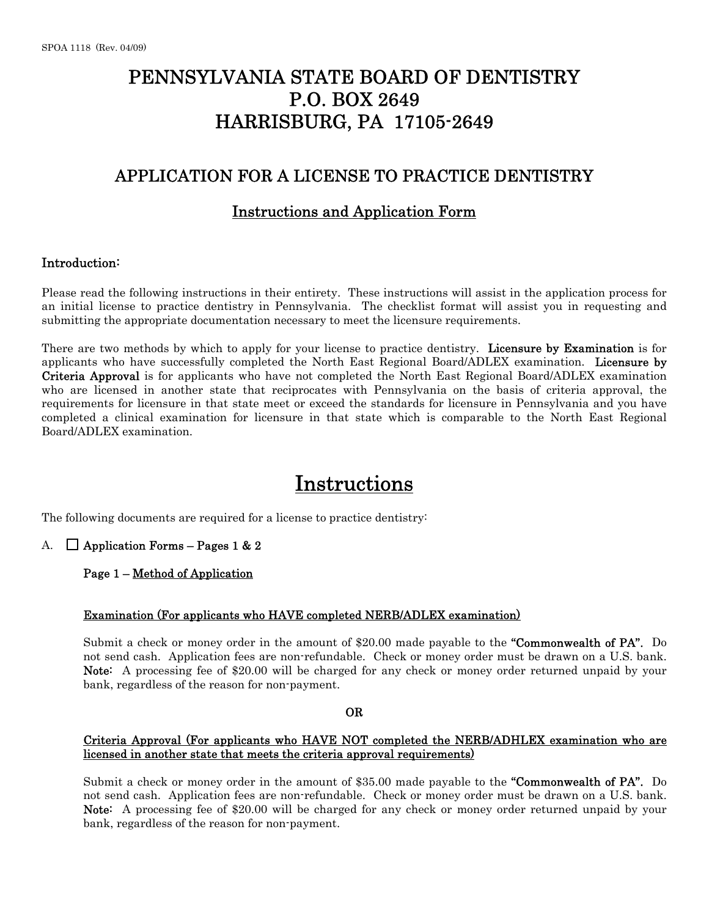SPOA 1118 (Rev. 04/09)

# PENNSYLVANIA STATE BOARD OF DENTISTRY
# P.O. BOX 2649
# HARRISBURG, PA 17105-2649

## APPLICATION FOR A LICENSE TO PRACTICE DENTISTRY

### Instructions and Application Form

**Introduction:**

Please read the following instructions in their entirety. These instructions will assist in the application process for an initial license to practice dentistry in Pennsylvania. The checklist format will assist you in requesting and submitting the appropriate documentation necessary to meet the licensure requirements.

There are two methods by which to apply for your license to practice dentistry. **Licensure by Examination** is for applicants who have successfully completed the North East Regional Board/ADLEX examination. **Licensure by Criteria Approval** is for applicants who have not completed the North East Regional Board/ADLEX examination who are licensed in another state that reciprocates with Pennsylvania on the basis of criteria approval, the requirements for licensure in that state meet or exceed the standards for licensure in Pennsylvania and you have completed a clinical examination for licensure in that state which is comparable to the North East Regional Board/ADLEX examination.

# Instructions

The following documents are required for a license to practice dentistry:

A. ☐ **Application Forms – Pages 1 & 2**

**Page 1 – Method of Application**

**Examination (For applicants who HAVE completed NERB/ADLEX examination)**

Submit a check or money order in the amount of $20.00 made payable to the **"Commonwealth of PA".** Do not send cash. Application fees are non-refundable. Check or money order must be drawn on a U.S. bank. **Note:** A processing fee of $20.00 will be charged for any check or money order returned unpaid by your bank, regardless of the reason for non-payment.

**OR**

**Criteria Approval (For applicants who HAVE NOT completed the NERB/ADHLEX examination who are licensed in another state that meets the criteria approval requirements)**

Submit a check or money order in the amount of $35.00 made payable to the **"Commonwealth of PA".** Do not send cash. Application fees are non-refundable. Check or money order must be drawn on a U.S. bank. **Note:** A processing fee of $20.00 will be charged for any check or money order returned unpaid by your bank, regardless of the reason for non-payment.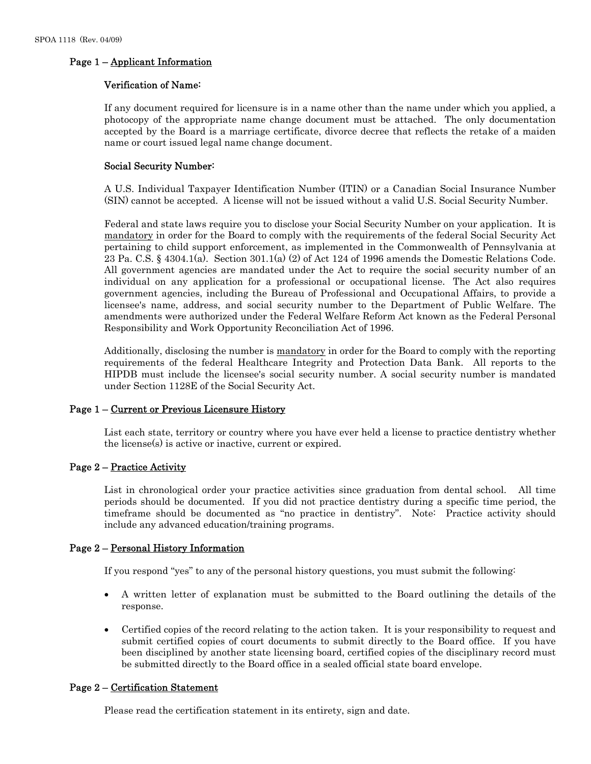SPOA 1118 (Rev. 04/09)

## Page 1 – Applicant Information

### Verification of Name:

If any document required for licensure is in a name other than the name under which you applied, a photocopy of the appropriate name change document must be attached. The only documentation accepted by the Board is a marriage certificate, divorce decree that reflects the retake of a maiden name or court issued legal name change document.

### Social Security Number:

A U.S. Individual Taxpayer Identification Number (ITIN) or a Canadian Social Insurance Number (SIN) cannot be accepted. A license will not be issued without a valid U.S. Social Security Number.

Federal and state laws require you to disclose your Social Security Number on your application. It is mandatory in order for the Board to comply with the requirements of the federal Social Security Act pertaining to child support enforcement, as implemented in the Commonwealth of Pennsylvania at 23 Pa. C.S. § 4304.1(a). Section 301.1(a) (2) of Act 124 of 1996 amends the Domestic Relations Code. All government agencies are mandated under the Act to require the social security number of an individual on any application for a professional or occupational license. The Act also requires government agencies, including the Bureau of Professional and Occupational Affairs, to provide a licensee's name, address, and social security number to the Department of Public Welfare. The amendments were authorized under the Federal Welfare Reform Act known as the Federal Personal Responsibility and Work Opportunity Reconciliation Act of 1996.

Additionally, disclosing the number is mandatory in order for the Board to comply with the reporting requirements of the federal Healthcare Integrity and Protection Data Bank. All reports to the HIPDB must include the licensee's social security number. A social security number is mandated under Section 1128E of the Social Security Act.

## Page 1 – Current or Previous Licensure History

List each state, territory or country where you have ever held a license to practice dentistry whether the license(s) is active or inactive, current or expired.

## Page 2 – Practice Activity

List in chronological order your practice activities since graduation from dental school. All time periods should be documented. If you did not practice dentistry during a specific time period, the timeframe should be documented as "no practice in dentistry". Note: Practice activity should include any advanced education/training programs.

## Page 2 – Personal History Information

If you respond "yes" to any of the personal history questions, you must submit the following:

- A written letter of explanation must be submitted to the Board outlining the details of the response.
- Certified copies of the record relating to the action taken. It is your responsibility to request and submit certified copies of court documents to submit directly to the Board office. If you have been disciplined by another state licensing board, certified copies of the disciplinary record must be submitted directly to the Board office in a sealed official state board envelope.

## Page 2 – Certification Statement

Please read the certification statement in its entirety, sign and date.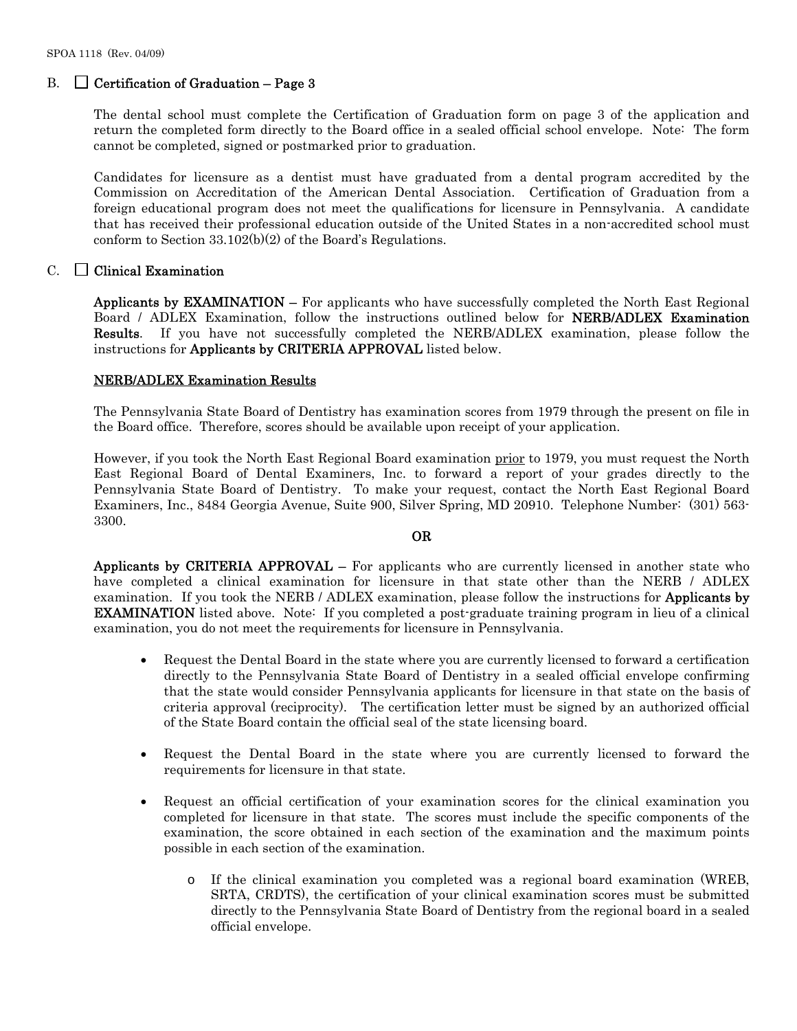B. ☐ **Certification of Graduation – Page 3**

The dental school must complete the Certification of Graduation form on page 3 of the application and return the completed form directly to the Board office in a sealed official school envelope. Note: The form cannot be completed, signed or postmarked prior to graduation.

Candidates for licensure as a dentist must have graduated from a dental program accredited by the Commission on Accreditation of the American Dental Association. Certification of Graduation from a foreign educational program does not meet the qualifications for licensure in Pennsylvania. A candidate that has received their professional education outside of the United States in a non-accredited school must conform to Section 33.102(b)(2) of the Board's Regulations.

C. ☐ **Clinical Examination**

**Applicants by EXAMINATION** – For applicants who have successfully completed the North East Regional Board / ADLEX Examination, follow the instructions outlined below for **NERB/ADLEX Examination Results**. If you have not successfully completed the NERB/ADLEX examination, please follow the instructions for **Applicants by CRITERIA APPROVAL** listed below.

<u>NERB/ADLEX Examination Results</u>

The Pennsylvania State Board of Dentistry has examination scores from 1979 through the present on file in the Board office. Therefore, scores should be available upon receipt of your application.

However, if you took the North East Regional Board examination <u>prior</u> to 1979, you must request the North East Regional Board of Dental Examiners, Inc. to forward a report of your grades directly to the Pennsylvania State Board of Dentistry. To make your request, contact the North East Regional Board Examiners, Inc., 8484 Georgia Avenue, Suite 900, Silver Spring, MD 20910. Telephone Number: (301) 563-3300.

**OR**

**Applicants by CRITERIA APPROVAL** – For applicants who are currently licensed in another state who have completed a clinical examination for licensure in that state other than the NERB / ADLEX examination. If you took the NERB / ADLEX examination, please follow the instructions for **Applicants by EXAMINATION** listed above. Note: If you completed a post-graduate training program in lieu of a clinical examination, you do not meet the requirements for licensure in Pennsylvania.

- Request the Dental Board in the state where you are currently licensed to forward a certification directly to the Pennsylvania State Board of Dentistry in a sealed official envelope confirming that the state would consider Pennsylvania applicants for licensure in that state on the basis of criteria approval (reciprocity). The certification letter must be signed by an authorized official of the State Board contain the official seal of the state licensing board.

- Request the Dental Board in the state where you are currently licensed to forward the requirements for licensure in that state.

- Request an official certification of your examination scores for the clinical examination you completed for licensure in that state. The scores must include the specific components of the examination, the score obtained in each section of the examination and the maximum points possible in each section of the examination.

    - If the clinical examination you completed was a regional board examination (WREB, SRTA, CRDTS), the certification of your clinical examination scores must be submitted directly to the Pennsylvania State Board of Dentistry from the regional board in a sealed official envelope.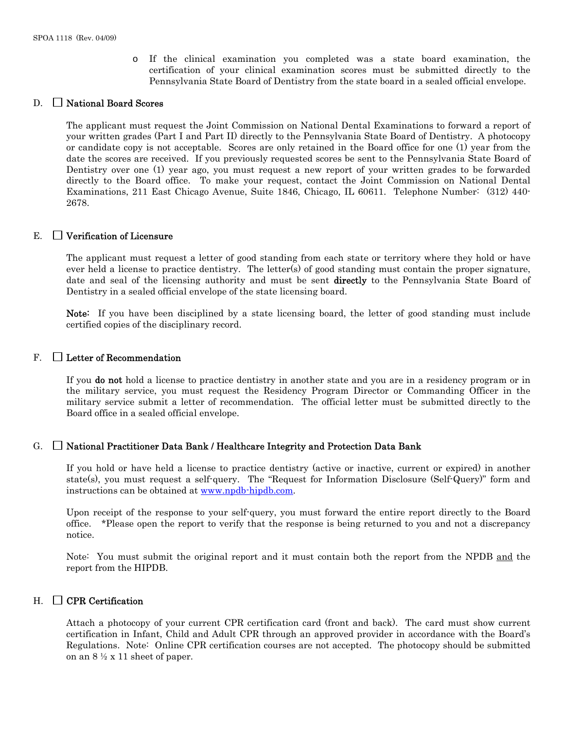- If the clinical examination you completed was a state board examination, the certification of your clinical examination scores must be submitted directly to the Pennsylvania State Board of Dentistry from the state board in a sealed official envelope.

## D. ☐ National Board Scores

The applicant must request the Joint Commission on National Dental Examinations to forward a report of your written grades (Part I and Part II) directly to the Pennsylvania State Board of Dentistry. A photocopy or candidate copy is not acceptable. Scores are only retained in the Board office for one (1) year from the date the scores are received. If you previously requested scores be sent to the Pennsylvania State Board of Dentistry over one (1) year ago, you must request a new report of your written grades to be forwarded directly to the Board office. To make your request, contact the Joint Commission on National Dental Examinations, 211 East Chicago Avenue, Suite 1846, Chicago, IL 60611. Telephone Number: (312) 440-2678.

## E. ☐ Verification of Licensure

The applicant must request a letter of good standing from each state or territory where they hold or have ever held a license to practice dentistry. The letter(s) of good standing must contain the proper signature, date and seal of the licensing authority and must be sent **directly** to the Pennsylvania State Board of Dentistry in a sealed official envelope of the state licensing board.

**Note:** If you have been disciplined by a state licensing board, the letter of good standing must include certified copies of the disciplinary record.

## F. ☐ Letter of Recommendation

If you **do not** hold a license to practice dentistry in another state and you are in a residency program or in the military service, you must request the Residency Program Director or Commanding Officer in the military service submit a letter of recommendation. The official letter must be submitted directly to the Board office in a sealed official envelope.

## G. ☐ National Practitioner Data Bank / Healthcare Integrity and Protection Data Bank

If you hold or have held a license to practice dentistry (active or inactive, current or expired) in another state(s), you must request a self-query. The "Request for Information Disclosure (Self-Query)" form and instructions can be obtained at [www.npdb-hipdb.com](http://www.npdb-hipdb.com).

Upon receipt of the response to your self-query, you must forward the entire report directly to the Board office. *Please open the report to verify that the response is being returned to you and not a discrepancy notice.

Note: You must submit the original report and it must contain both the report from the NPDB <u>and</u> the report from the HIPDB.

## H. ☐ CPR Certification

Attach a photocopy of your current CPR certification card (front and back). The card must show current certification in Infant, Child and Adult CPR through an approved provider in accordance with the Board's Regulations. Note: Online CPR certification courses are not accepted. The photocopy should be submitted on an 8 ½ x 11 sheet of paper.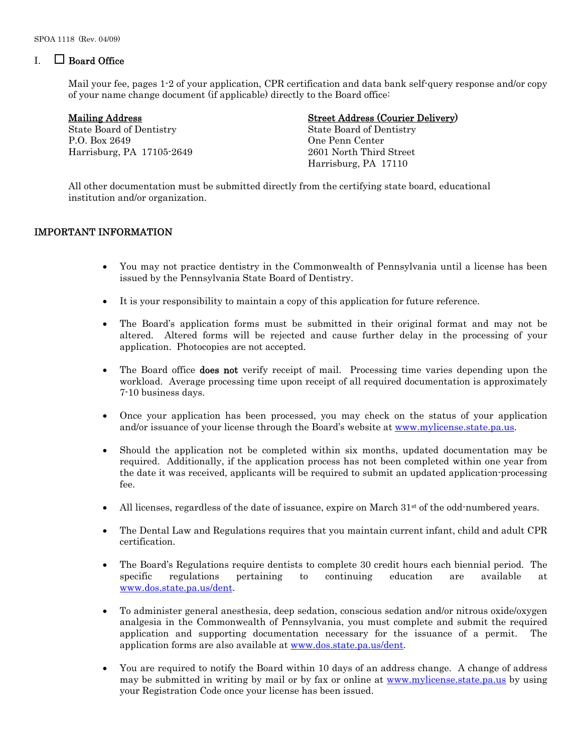SPOA 1118 (Rev. 04/09)

I. ☐ **Board Office**

Mail your fee, pages 1-2 of your application, CPR certification and data bank self-query response and/or copy of your name change document (if applicable) directly to the Board office:

**Mailing Address**
State Board of Dentistry
P.O. Box 2649
Harrisburg, PA 17105-2649

**Street Address (Courier Delivery)**
State Board of Dentistry
One Penn Center
2601 North Third Street
Harrisburg, PA 17110

All other documentation must be submitted directly from the certifying state board, educational institution and/or organization.

## IMPORTANT INFORMATION

- You may not practice dentistry in the Commonwealth of Pennsylvania until a license has been issued by the Pennsylvania State Board of Dentistry.
- It is your responsibility to maintain a copy of this application for future reference.
- The Board's application forms must be submitted in their original format and may not be altered. Altered forms will be rejected and cause further delay in the processing of your application. Photocopies are not accepted.
- The Board office **does not** verify receipt of mail. Processing time varies depending upon the workload. Average processing time upon receipt of all required documentation is approximately 7-10 business days.
- Once your application has been processed, you may check on the status of your application and/or issuance of your license through the Board's website at www.mylicense.state.pa.us.
- Should the application not be completed within six months, updated documentation may be required. Additionally, if the application process has not been completed within one year from the date it was received, applicants will be required to submit an updated application-processing fee.
- All licenses, regardless of the date of issuance, expire on March 31st of the odd-numbered years.
- The Dental Law and Regulations requires that you maintain current infant, child and adult CPR certification.
- The Board's Regulations require dentists to complete 30 credit hours each biennial period. The specific regulations pertaining to continuing education are available at www.dos.state.pa.us/dent.
- To administer general anesthesia, deep sedation, conscious sedation and/or nitrous oxide/oxygen analgesia in the Commonwealth of Pennsylvania, you must complete and submit the required application and supporting documentation necessary for the issuance of a permit. The application forms are also available at www.dos.state.pa.us/dent.
- You are required to notify the Board within 10 days of an address change. A change of address may be submitted in writing by mail or by fax or online at www.mylicense.state.pa.us by using your Registration Code once your license has been issued.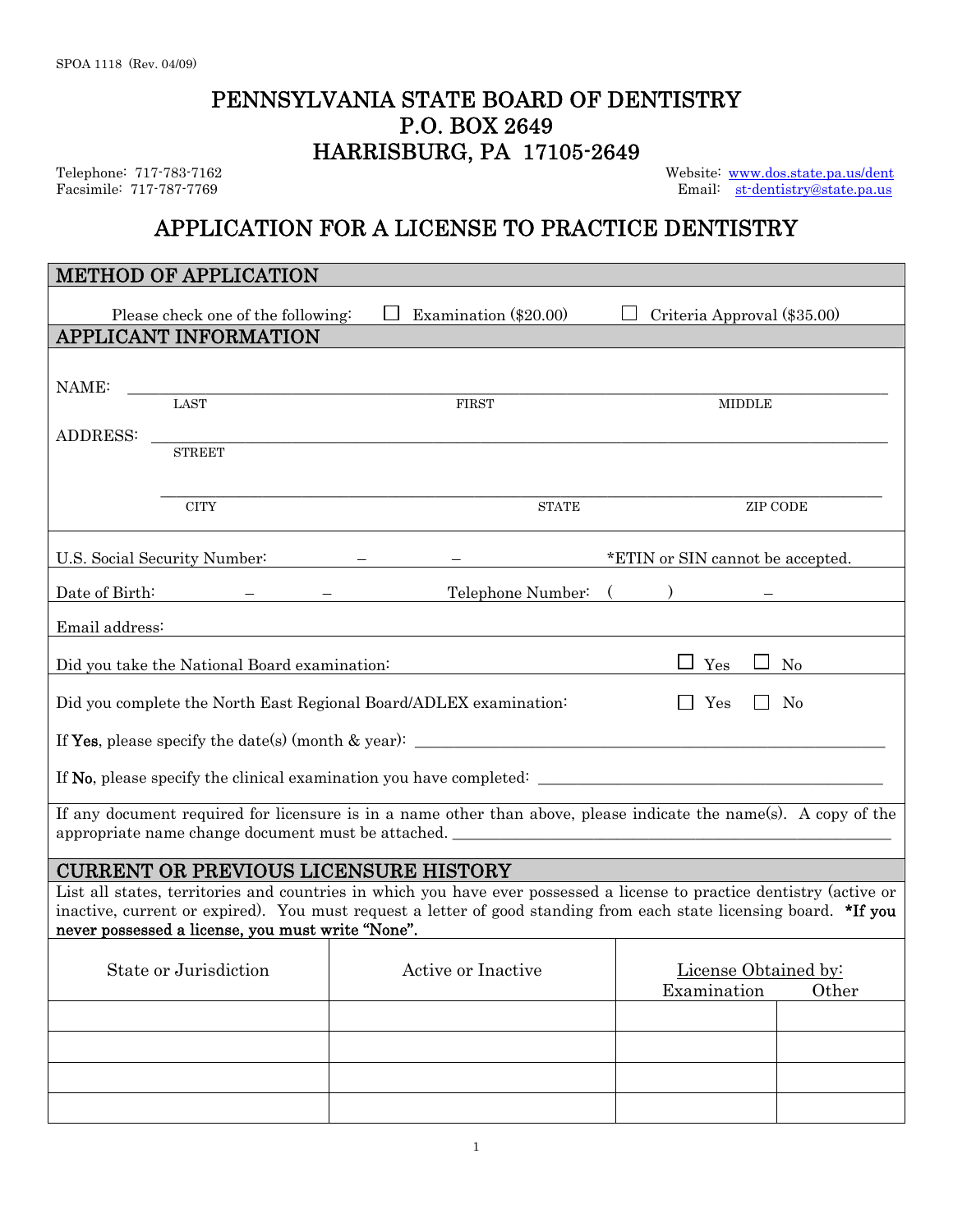SPOA 1118 (Rev. 04/09)

# PENNSYLVANIA STATE BOARD OF DENTISTRY
# P.O. BOX 2649
# HARRISBURG, PA 17105-2649

Telephone: 717-783-7162
Facsimile: 717-787-7769

Website: www.dos.state.pa.us/dent
Email: st-dentistry@state.pa.us

## APPLICATION FOR A LICENSE TO PRACTICE DENTISTRY

### METHOD OF APPLICATION

Please check one of the following: ☐ Examination ($20.00) ☐ Criteria Approval ($35.00)

### APPLICANT INFORMATION

NAME: ______________________________________________
LAST FIRST MIDDLE

ADDRESS: ______________________________________________
STREET

______________________________________________
CITY STATE ZIP CODE

U.S. Social Security Number: ______ – ______ – ______ *ETIN or SIN cannot be accepted.

Date of Birth: ______ – ______ – ______ Telephone Number: ( ) ______ – ______

Email address:

Did you take the National Board examination: ☐ Yes ☐ No

Did you complete the North East Regional Board/ADLEX examination: ☐ Yes ☐ No

If **Yes**, please specify the date(s) (month & year): ______________________________

If **No**, please specify the clinical examination you have completed: ______________________________

If any document required for licensure is in a name other than above, please indicate the name(s). A copy of the appropriate name change document must be attached. ______________________________

### CURRENT OR PREVIOUS LICENSURE HISTORY

List all states, territories and countries in which you have ever possessed a license to practice dentistry (active or inactive, current or expired). You must request a letter of good standing from each state licensing board. ***If you never possessed a license, you must write "None".**

| State or Jurisdiction | Active or Inactive | License Obtained by: | |
|---|---|---|---|
| | | Examination | Other |
| | | | |
| | | | |
| | | | |
| | | | |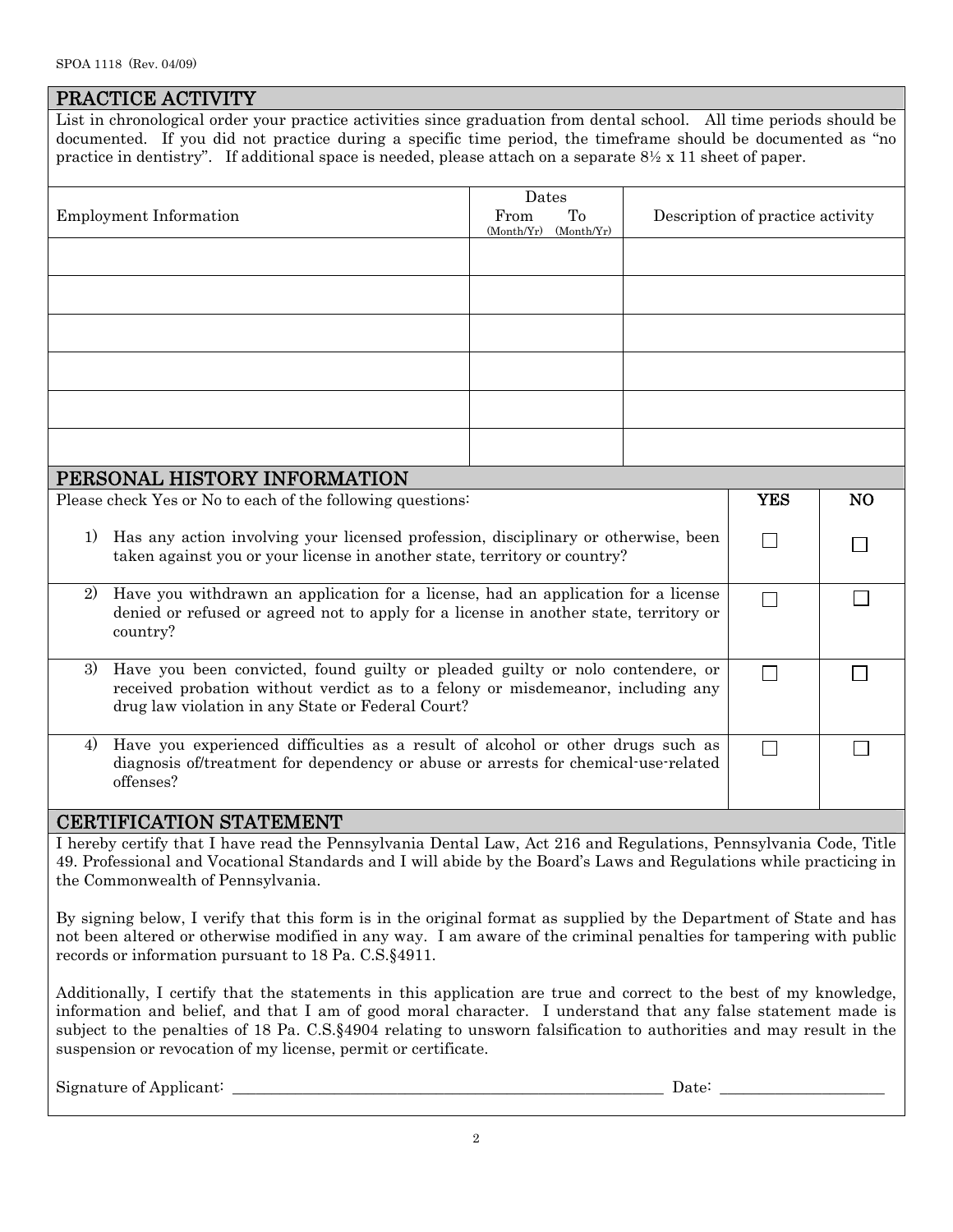SPOA 1118 (Rev. 04/09)

## PRACTICE ACTIVITY

List in chronological order your practice activities since graduation from dental school. All time periods should be documented. If you did not practice during a specific time period, the timeframe should be documented as "no practice in dentistry". If additional space is needed, please attach on a separate 8½ x 11 sheet of paper.

| Employment Information | Dates From (Month/Yr) | Dates To (Month/Yr) | Description of practice activity |
|---|---|---|---|
| | | | |
| | | | |
| | | | |
| | | | |
| | | | |
| | | | |

## PERSONAL HISTORY INFORMATION

| Please check Yes or No to each of the following questions: | YES | NO |
|---|---|---|
| 1) Has any action involving your licensed profession, disciplinary or otherwise, been taken against you or your license in another state, territory or country? | ☐ | ☐ |
| 2) Have you withdrawn an application for a license, had an application for a license denied or refused or agreed not to apply for a license in another state, territory or country? | ☐ | ☐ |
| 3) Have you been convicted, found guilty or pleaded guilty or nolo contendere, or received probation without verdict as to a felony or misdemeanor, including any drug law violation in any State or Federal Court? | ☐ | ☐ |
| 4) Have you experienced difficulties as a result of alcohol or other drugs such as diagnosis of/treatment for dependency or abuse or arrests for chemical-use-related offenses? | ☐ | ☐ |

## CERTIFICATION STATEMENT

I hereby certify that I have read the Pennsylvania Dental Law, Act 216 and Regulations, Pennsylvania Code, Title 49. Professional and Vocational Standards and I will abide by the Board's Laws and Regulations while practicing in the Commonwealth of Pennsylvania.

By signing below, I verify that this form is in the original format as supplied by the Department of State and has not been altered or otherwise modified in any way. I am aware of the criminal penalties for tampering with public records or information pursuant to 18 Pa. C.S.§4911.

Additionally, I certify that the statements in this application are true and correct to the best of my knowledge, information and belief, and that I am of good moral character. I understand that any false statement made is subject to the penalties of 18 Pa. C.S.§4904 relating to unsworn falsification to authorities and may result in the suspension or revocation of my license, permit or certificate.

Signature of Applicant: ____________________________________________ Date: ____________________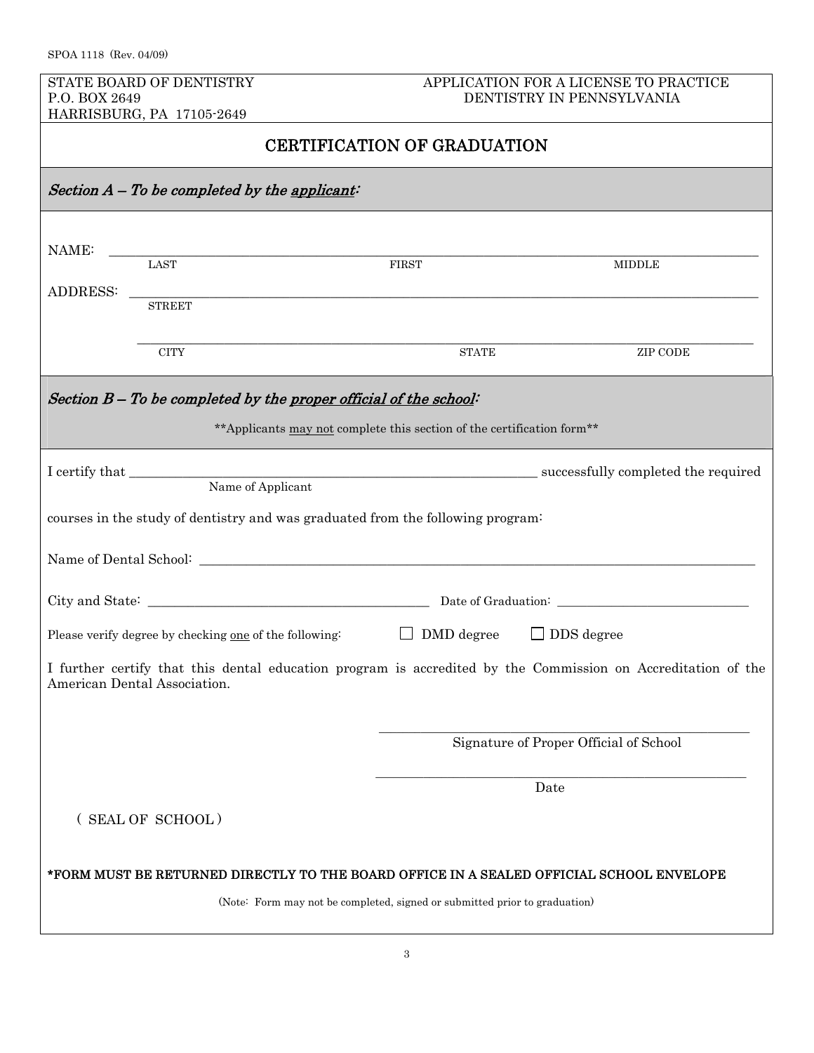SPOA 1118 (Rev. 04/09)

STATE BOARD OF DENTISTRY
P.O. BOX 2649
HARRISBURG, PA 17105-2649

APPLICATION FOR A LICENSE TO PRACTICE DENTISTRY IN PENNSYLVANIA

## CERTIFICATION OF GRADUATION

### *Section A – To be completed by the applicant:*

NAME: ______________________________________________________________________
LAST FIRST MIDDLE

ADDRESS: ____________________________________________________________________
STREET

______________________________________________________________________
CITY STATE ZIP CODE

### *Section B – To be completed by the proper official of the school:*

**Applicants may not complete this section of the certification form**

I certify that ______________________________________________ successfully completed the required
Name of Applicant

courses in the study of dentistry and was graduated from the following program:

Name of Dental School: ______________________________________________________________

City and State: ____________________________________ Date of Graduation: ________________________

Please verify degree by checking one of the following: ☐ DMD degree ☐ DDS degree

I further certify that this dental education program is accredited by the Commission on Accreditation of the American Dental Association.

_____________________________________________
Signature of Proper Official of School

_____________________________________________
Date

( SEAL OF SCHOOL )

**\*FORM MUST BE RETURNED DIRECTLY TO THE BOARD OFFICE IN A SEALED OFFICIAL SCHOOL ENVELOPE**

(Note: Form may not be completed, signed or submitted prior to graduation)